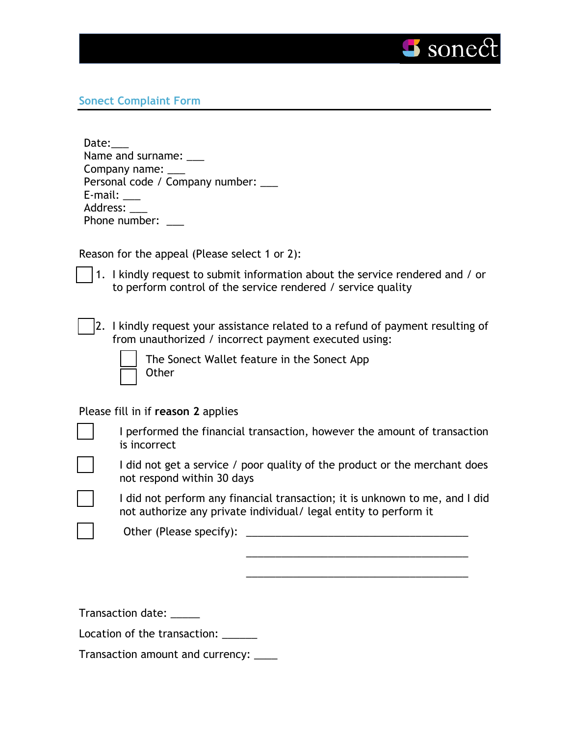## Sonect Complaint Form

Date:___
Name and surname: ___
Company name: ___
Personal code / Company number: ___
E-mail: ___
Address: ___
Phone number: ___

Reason for the appeal (Please select 1 or 2):

☐ 1. I kindly request to submit information about the service rendered and / or to perform control of the service rendered / service quality

☐ 2. I kindly request your assistance related to a refund of payment resulting of from unauthorized / incorrect payment executed using:

- ☐ The Sonect Wallet feature in the Sonect App
- ☐ Other

Please fill in if **reason 2** applies

☐ I performed the financial transaction, however the amount of transaction is incorrect

☐ I did not get a service / poor quality of the product or the merchant does not respond within 30 days

☐ I did not perform any financial transaction; it is unknown to me, and I did not authorize any private individual/ legal entity to perform it

☐ Other (Please specify): ________________________________________

________________________________________

________________________________________

Transaction date: _____

Location of the transaction: ______

Transaction amount and currency: ____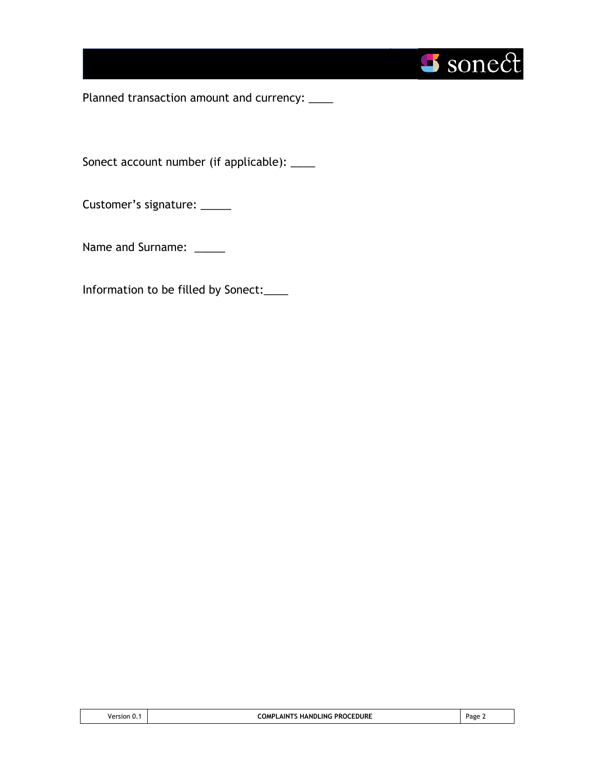Planned transaction amount and currency: ____

Sonect account number (if applicable): ____

Customer's signature: _____

Name and Surname: _____

Information to be filled by Sonect:____